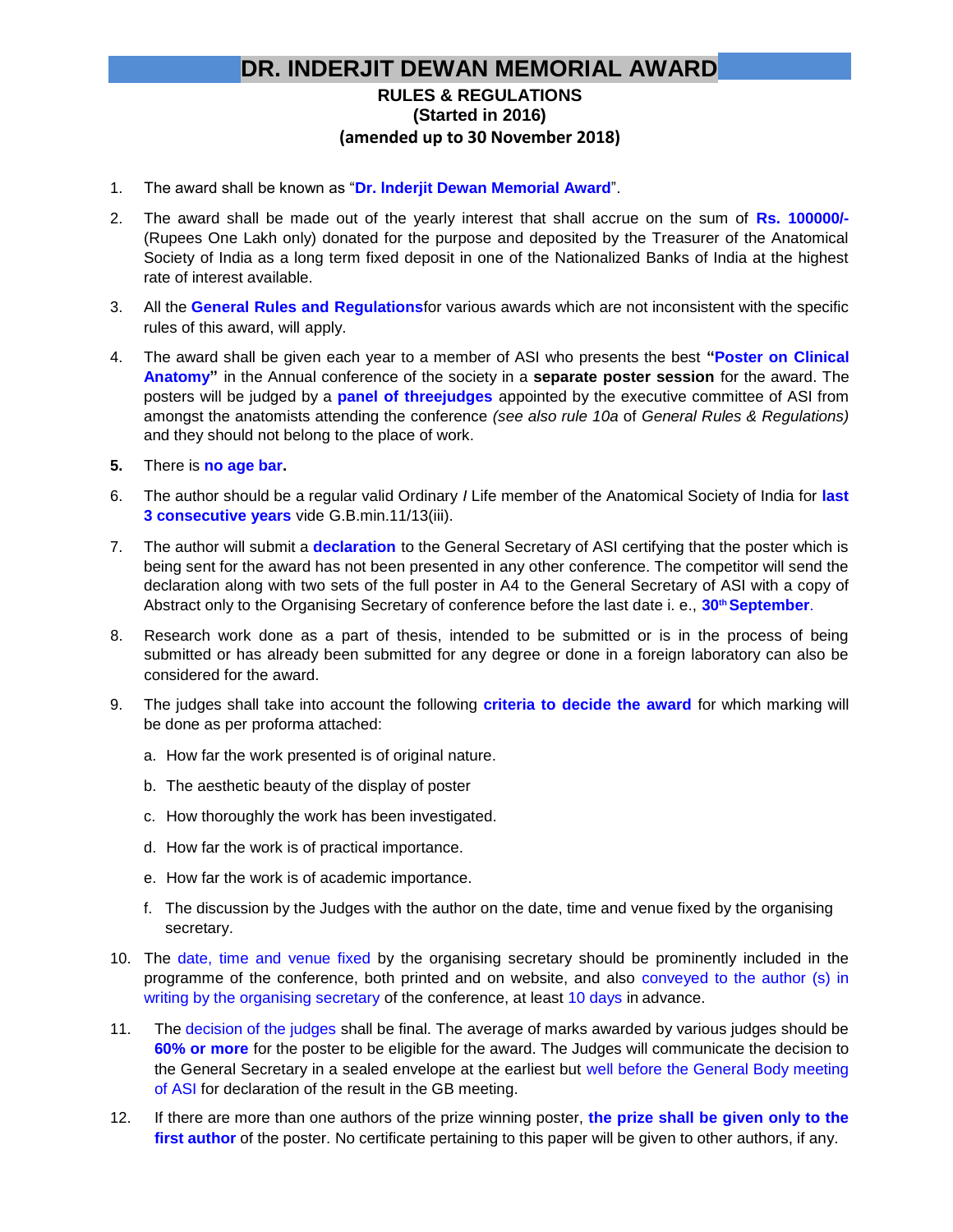# DR. INDERJIT DEWAN MEMORIAL AWARD

**RULES & REGULATIONS**
**(Started in 2016)**
**(amended up to 30 November 2018)**

1. The award shall be known as "**Dr. Inderjit Dewan Memorial Award**".

2. The award shall be made out of the yearly interest that shall accrue on the sum of **Rs. 100000/-** (Rupees One Lakh only) donated for the purpose and deposited by the Treasurer of the Anatomical Society of India as a long term fixed deposit in one of the Nationalized Banks of India at the highest rate of interest available.

3. All the **General Rules and Regulations**for various awards which are not inconsistent with the specific rules of this award, will apply.

4. The award shall be given each year to a member of ASI who presents the best **"Poster on Clinical Anatomy"** in the Annual conference of the society in a **separate poster session** for the award. The posters will be judged by a **panel of threejudges** appointed by the executive committee of ASI from amongst the anatomists attending the conference *(see also rule 10a* of *General Rules & Regulations)* and they should not belong to the place of work.

5. There is **no age bar.**

6. The author should be a regular valid Ordinary / Life member of the Anatomical Society of India for **last 3 consecutive years** vide G.B.min.11/13(iii).

7. The author will submit a **declaration** to the General Secretary of ASI certifying that the poster which is being sent for the award has not been presented in any other conference. The competitor will send the declaration along with two sets of the full poster in A4 to the General Secretary of ASI with a copy of Abstract only to the Organising Secretary of conference before the last date i. e., **30th September**.

8. Research work done as a part of thesis, intended to be submitted or is in the process of being submitted or has already been submitted for any degree or done in a foreign laboratory can also be considered for the award.

9. The judges shall take into account the following **criteria to decide the award** for which marking will be done as per proforma attached:

   a. How far the work presented is of original nature.

   b. The aesthetic beauty of the display of poster

   c. How thoroughly the work has been investigated.

   d. How far the work is of practical importance.

   e. How far the work is of academic importance.

   f. The discussion by the Judges with the author on the date, time and venue fixed by the organising secretary.

10. The date, time and venue fixed by the organising secretary should be prominently included in the programme of the conference, both printed and on website, and also conveyed to the author (s) in writing by the organising secretary of the conference, at least 10 days in advance.

11. The decision of the judges shall be final. The average of marks awarded by various judges should be **60% or more** for the poster to be eligible for the award. The Judges will communicate the decision to the General Secretary in a sealed envelope at the earliest but well before the General Body meeting of ASI for declaration of the result in the GB meeting.

12. If there are more than one authors of the prize winning poster, **the prize shall be given only to the first author** of the poster. No certificate pertaining to this paper will be given to other authors, if any.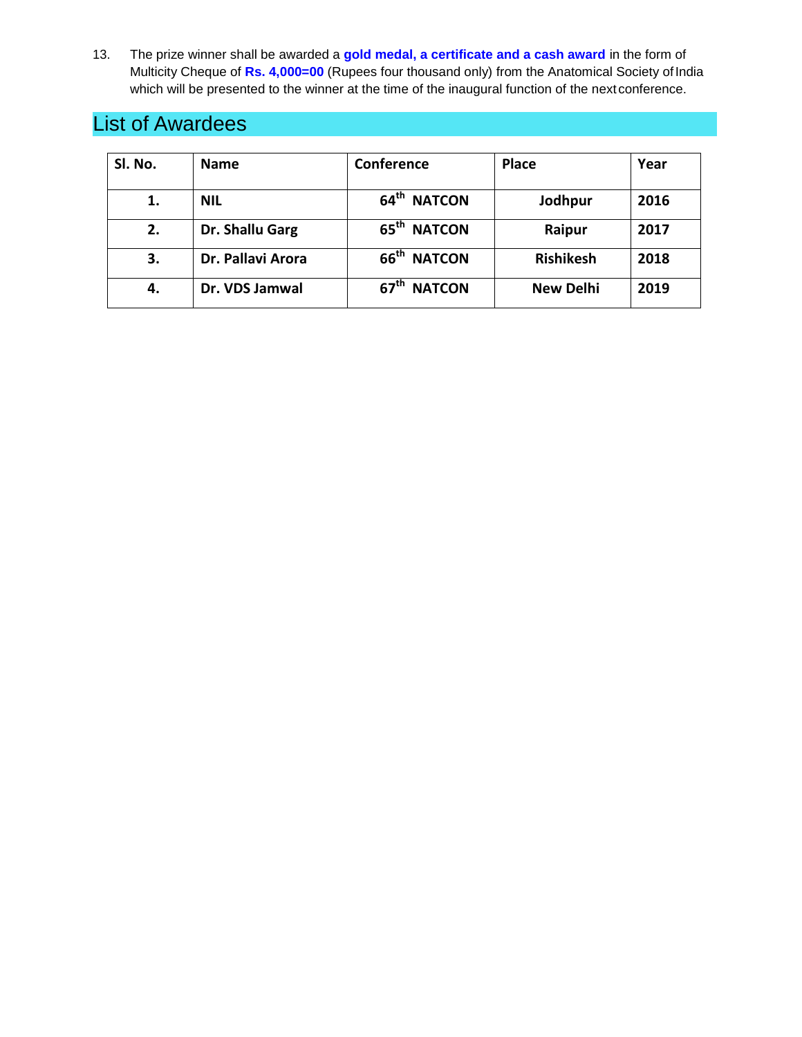13. The prize winner shall be awarded a **gold medal, a certificate and a cash award** in the form of Multicity Cheque of **Rs. 4,000=00** (Rupees four thousand only) from the Anatomical Society of India which will be presented to the winner at the time of the inaugural function of the next conference.

## List of Awardees

| Sl. No. | Name | Conference | Place | Year |
|---|---|---|---|---|
| **1.** | **NIL** | **64th NATCON** | **Jodhpur** | **2016** |
| **2.** | **Dr. Shallu Garg** | **65th NATCON** | **Raipur** | **2017** |
| **3.** | **Dr. Pallavi Arora** | **66th NATCON** | **Rishikesh** | **2018** |
| **4.** | **Dr. VDS Jamwal** | **67th NATCON** | **New Delhi** | **2019** |